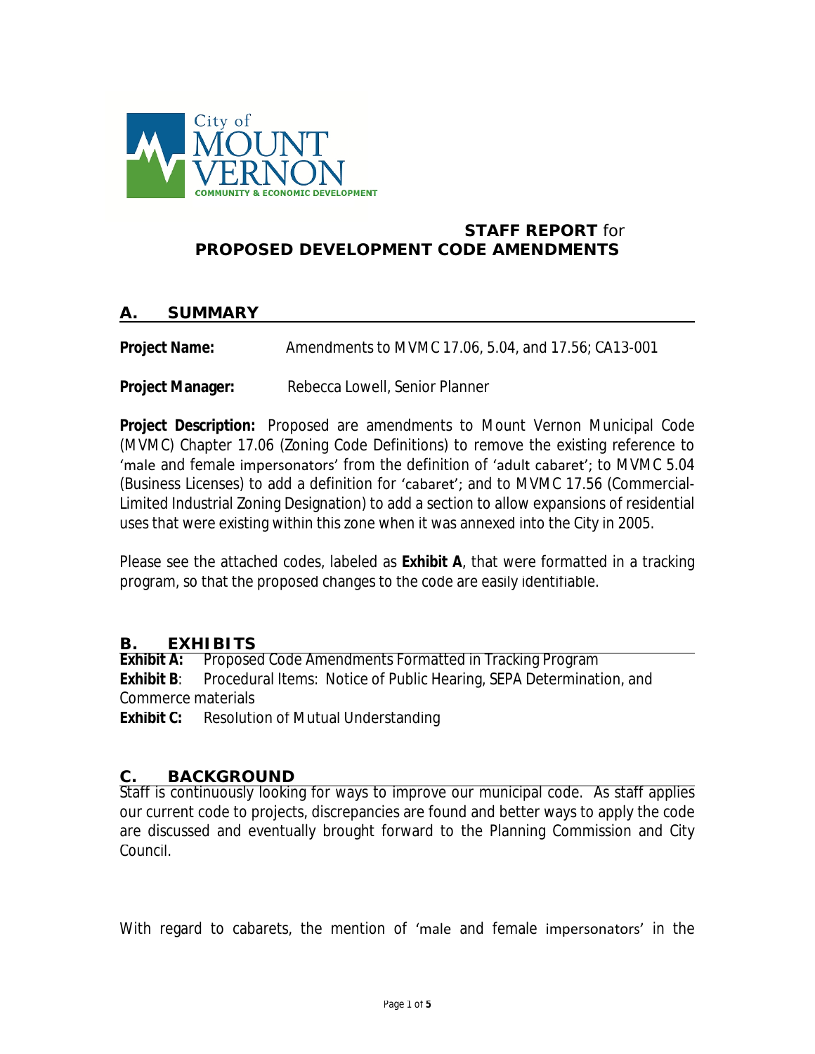City of MOUNT VERNON
COMMUNITY & ECONOMIC DEVELOPMENT

**STAFF REPORT** for
**PROPOSED DEVELOPMENT CODE AMENDMENTS**

## A. SUMMARY

**Project Name:** Amendments to MVMC 17.06, 5.04, and 17.56; CA13-001

**Project Manager:** Rebecca Lowell, Senior Planner

**Project Description:** Proposed are amendments to Mount Vernon Municipal Code (MVMC) Chapter 17.06 (Zoning Code Definitions) to remove the existing reference to 'male and female impersonators' from the definition of 'adult cabaret'; to MVMC 5.04 (Business Licenses) to add a definition for 'cabaret'; and to MVMC 17.56 (Commercial-Limited Industrial Zoning Designation) to add a section to allow expansions of residential uses that were existing within this zone when it was annexed into the City in 2005.

Please see the attached codes, labeled as **Exhibit A**, that were formatted in a tracking program, so that the proposed changes to the code are easily identifiable.

## B. EXHIBITS

**Exhibit A:** Proposed Code Amendments Formatted in Tracking Program
**Exhibit B**: Procedural Items: Notice of Public Hearing, SEPA Determination, and Commerce materials
**Exhibit C:** Resolution of Mutual Understanding

## C. BACKGROUND

Staff is continuously looking for ways to improve our municipal code. As staff applies our current code to projects, discrepancies are found and better ways to apply the code are discussed and eventually brought forward to the Planning Commission and City Council.

With regard to cabarets, the mention of 'male and female impersonators' in the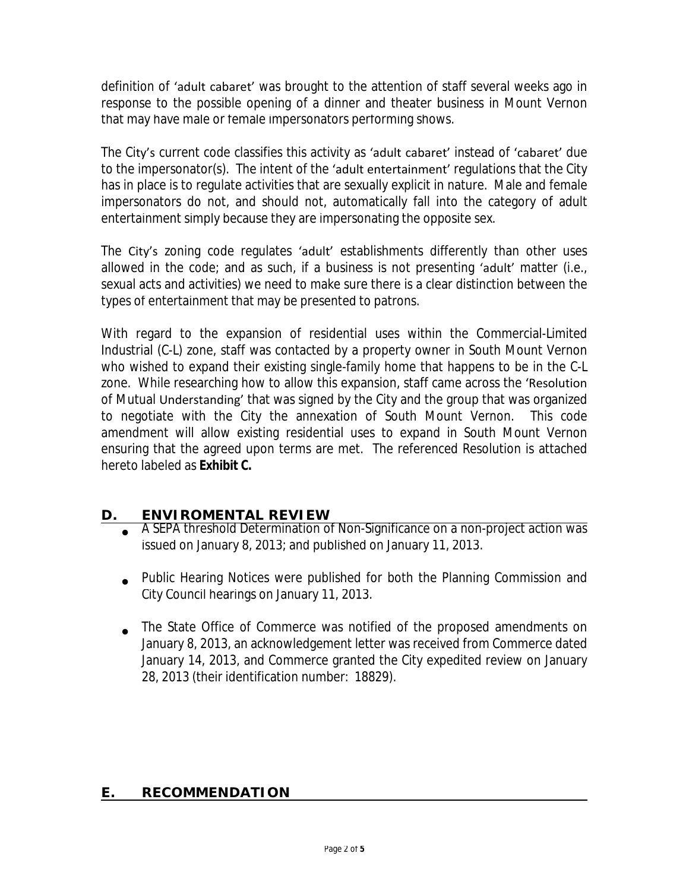definition of 'adult cabaret' was brought to the attention of staff several weeks ago in response to the possible opening of a dinner and theater business in Mount Vernon that may have male or female impersonators performing shows.

The City's current code classifies this activity as 'adult cabaret' instead of 'cabaret' due to the impersonator(s). The intent of the 'adult entertainment' regulations that the City has in place is to regulate activities that are sexually explicit in nature. Male and female impersonators do not, and should not, automatically fall into the category of adult entertainment simply because they are impersonating the opposite sex.

The City's zoning code regulates 'adult' establishments differently than other uses allowed in the code; and as such, if a business is not presenting 'adult' matter (i.e., sexual acts and activities) we need to make sure there is a clear distinction between the types of entertainment that may be presented to patrons.

With regard to the expansion of residential uses within the Commercial-Limited Industrial (C-L) zone, staff was contacted by a property owner in South Mount Vernon who wished to expand their existing single-family home that happens to be in the C-L zone. While researching how to allow this expansion, staff came across the 'Resolution of Mutual Understanding' that was signed by the City and the group that was organized to negotiate with the City the annexation of South Mount Vernon. This code amendment will allow existing residential uses to expand in South Mount Vernon ensuring that the agreed upon terms are met. The referenced Resolution is attached hereto labeled as **Exhibit C.**

## D. ENVIROMENTAL REVIEW

- A SEPA threshold Determination of Non-Significance on a non-project action was issued on January 8, 2013; and published on January 11, 2013.
- Public Hearing Notices were published for both the Planning Commission and City Council hearings on January 11, 2013.
- The State Office of Commerce was notified of the proposed amendments on January 8, 2013, an acknowledgement letter was received from Commerce dated January 14, 2013, and Commerce granted the City expedited review on January 28, 2013 (their identification number: 18829).

## E. RECOMMENDATION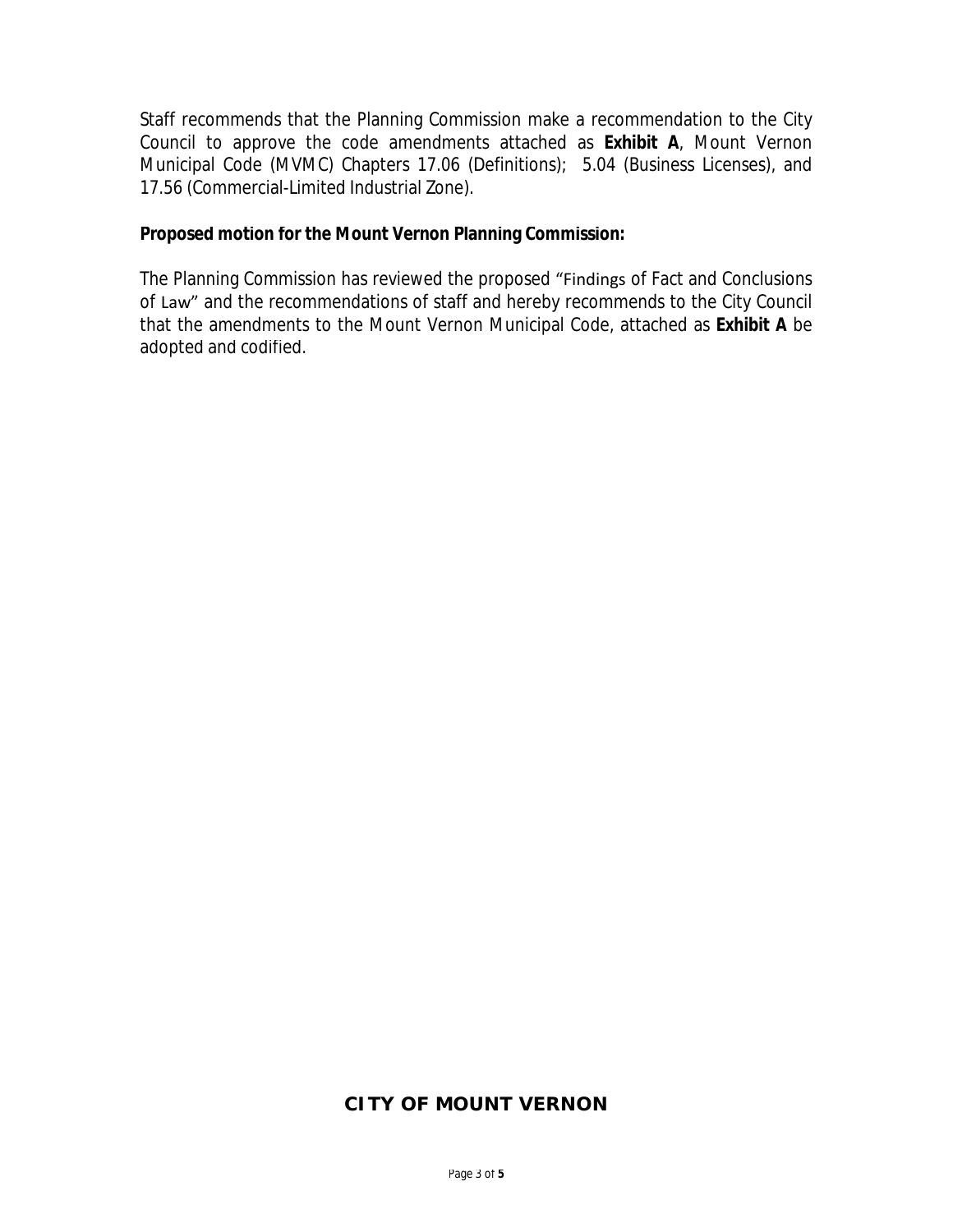Staff recommends that the Planning Commission make a recommendation to the City Council to approve the code amendments attached as **Exhibit A**, Mount Vernon Municipal Code (MVMC) Chapters 17.06 (Definitions); 5.04 (Business Licenses), and 17.56 (Commercial-Limited Industrial Zone).

**Proposed motion for the Mount Vernon Planning Commission:**

The Planning Commission has reviewed the proposed "Findings of Fact and Conclusions of Law" and the recommendations of staff and hereby recommends to the City Council that the amendments to the Mount Vernon Municipal Code, attached as **Exhibit A** be adopted and codified.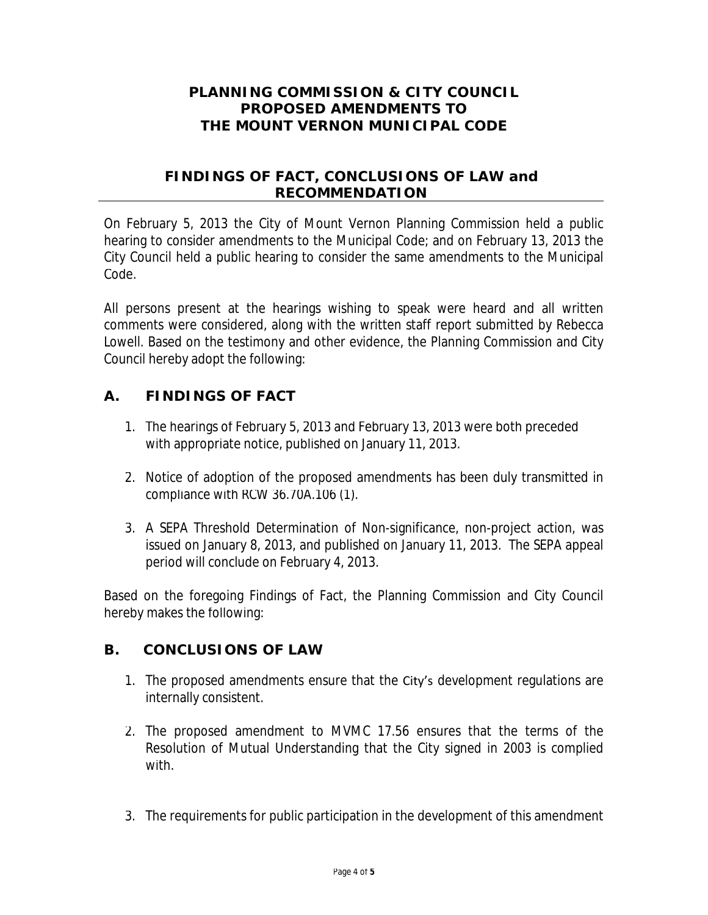**PLANNING COMMISSION & CITY COUNCIL**
**PROPOSED AMENDMENTS TO**
**THE MOUNT VERNON MUNICIPAL CODE**

## FINDINGS OF FACT, CONCLUSIONS OF LAW and RECOMMENDATION

On February 5, 2013 the City of Mount Vernon Planning Commission held a public hearing to consider amendments to the Municipal Code; and on February 13, 2013 the City Council held a public hearing to consider the same amendments to the Municipal Code.

All persons present at the hearings wishing to speak were heard and all written comments were considered, along with the written staff report submitted by Rebecca Lowell. Based on the testimony and other evidence, the Planning Commission and City Council hereby adopt the following:

## A. FINDINGS OF FACT

1. The hearings of February 5, 2013 and February 13, 2013 were both preceded with appropriate notice, published on January 11, 2013.
2. Notice of adoption of the proposed amendments has been duly transmitted in compliance with RCW 36.70A.106 (1).
3. A SEPA Threshold Determination of Non-significance, non-project action, was issued on January 8, 2013, and published on January 11, 2013. The SEPA appeal period will conclude on February 4, 2013.

Based on the foregoing Findings of Fact, the Planning Commission and City Council hereby makes the following:

## B. CONCLUSIONS OF LAW

1. The proposed amendments ensure that the City's development regulations are internally consistent.
2. The proposed amendment to MVMC 17.56 ensures that the terms of the Resolution of Mutual Understanding that the City signed in 2003 is complied with.
3. The requirements for public participation in the development of this amendment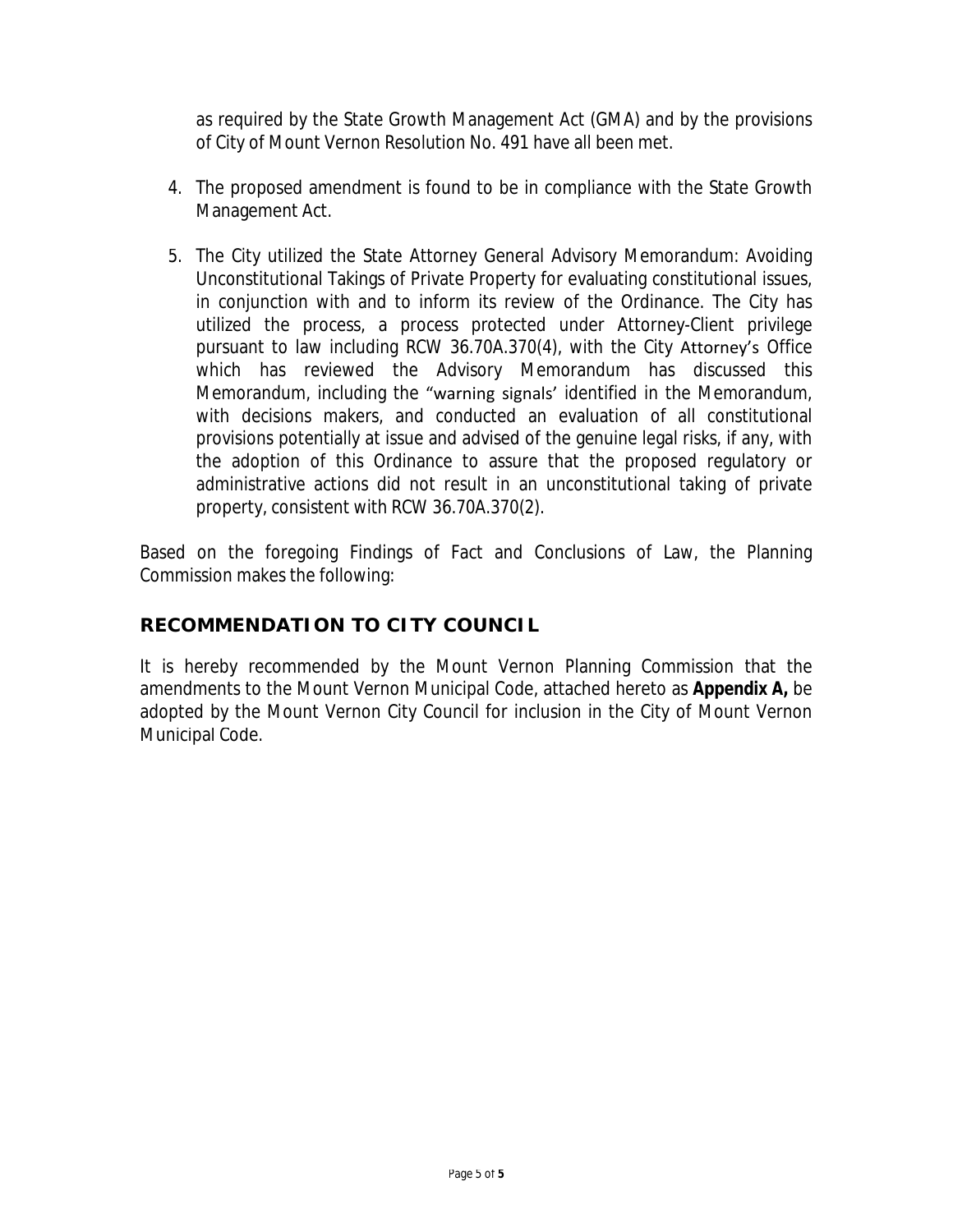as required by the State Growth Management Act (GMA) and by the provisions of City of Mount Vernon Resolution No. 491 have all been met.

4. The proposed amendment is found to be in compliance with the State Growth Management Act.

5. The City utilized the State Attorney General Advisory Memorandum: Avoiding Unconstitutional Takings of Private Property for evaluating constitutional issues, in conjunction with and to inform its review of the Ordinance. The City has utilized the process, a process protected under Attorney-Client privilege pursuant to law including RCW 36.70A.370(4), with the City Attorney's Office which has reviewed the Advisory Memorandum has discussed this Memorandum, including the "warning signals' identified in the Memorandum, with decisions makers, and conducted an evaluation of all constitutional provisions potentially at issue and advised of the genuine legal risks, if any, with the adoption of this Ordinance to assure that the proposed regulatory or administrative actions did not result in an unconstitutional taking of private property, consistent with RCW 36.70A.370(2).

Based on the foregoing Findings of Fact and Conclusions of Law, the Planning Commission makes the following:

## RECOMMENDATION TO CITY COUNCIL

It is hereby recommended by the Mount Vernon Planning Commission that the amendments to the Mount Vernon Municipal Code, attached hereto as **Appendix A,** be adopted by the Mount Vernon City Council for inclusion in the City of Mount Vernon Municipal Code.